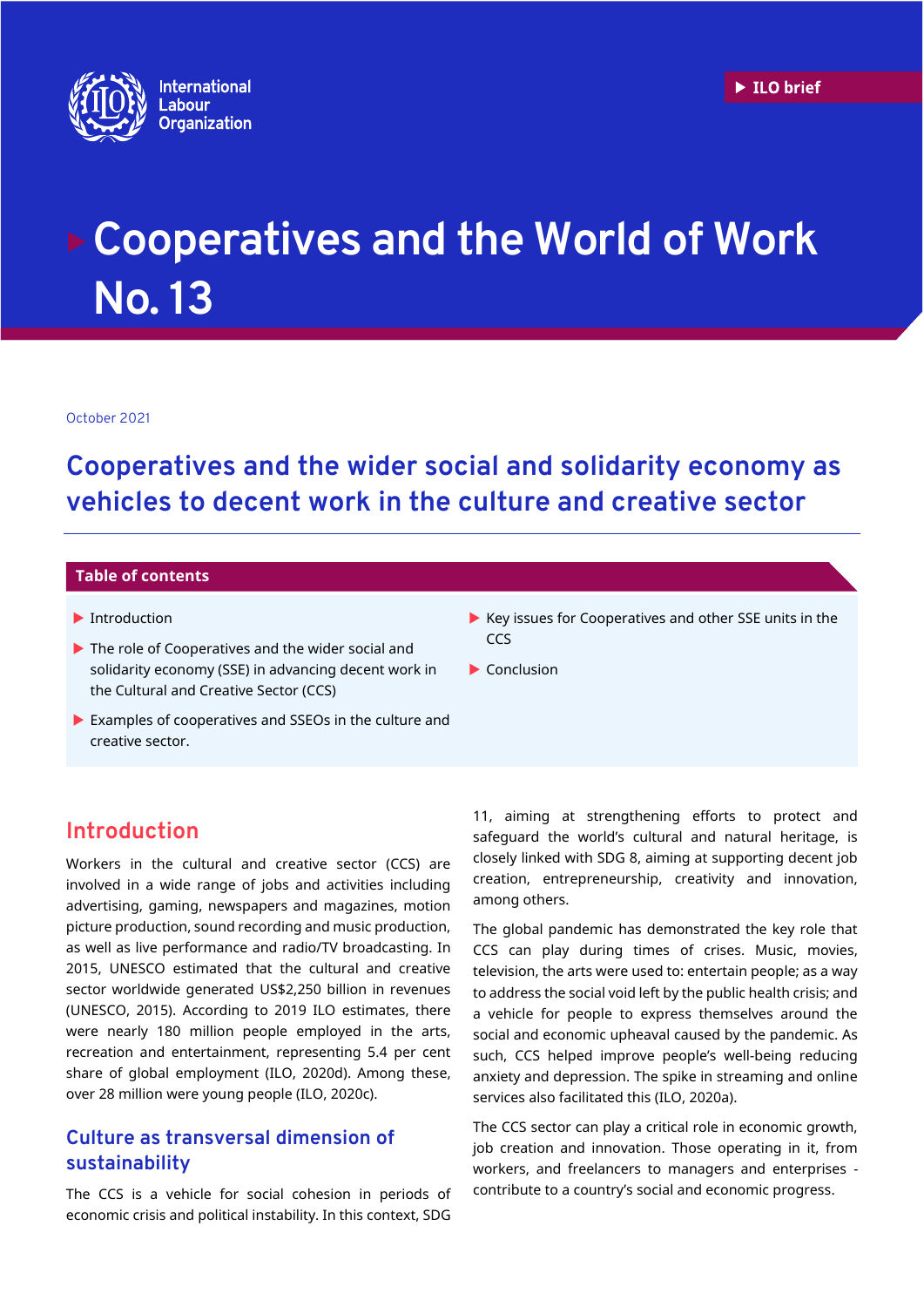International Labour Organization

ILO brief

# Cooperatives and the World of Work No. 13

October 2021

## Cooperatives and the wider social and solidarity economy as vehicles to decent work in the culture and creative sector

**Table of contents**

- Introduction
- The role of Cooperatives and the wider social and solidarity economy (SSE) in advancing decent work in the Cultural and Creative Sector (CCS)
- Examples of cooperatives and SSEOs in the culture and creative sector.
- Key issues for Cooperatives and other SSE units in the CCS
- Conclusion

## Introduction

Workers in the cultural and creative sector (CCS) are involved in a wide range of jobs and activities including advertising, gaming, newspapers and magazines, motion picture production, sound recording and music production, as well as live performance and radio/TV broadcasting. In 2015, UNESCO estimated that the cultural and creative sector worldwide generated US$2,250 billion in revenues (UNESCO, 2015). According to 2019 ILO estimates, there were nearly 180 million people employed in the arts, recreation and entertainment, representing 5.4 per cent share of global employment (ILO, 2020d). Among these, over 28 million were young people (ILO, 2020c).

### Culture as transversal dimension of sustainability

The CCS is a vehicle for social cohesion in periods of economic crisis and political instability. In this context, SDG 11, aiming at strengthening efforts to protect and safeguard the world's cultural and natural heritage, is closely linked with SDG 8, aiming at supporting decent job creation, entrepreneurship, creativity and innovation, among others.

The global pandemic has demonstrated the key role that CCS can play during times of crises. Music, movies, television, the arts were used to: entertain people; as a way to address the social void left by the public health crisis; and a vehicle for people to express themselves around the social and economic upheaval caused by the pandemic. As such, CCS helped improve people's well-being reducing anxiety and depression. The spike in streaming and online services also facilitated this (ILO, 2020a).

The CCS sector can play a critical role in economic growth, job creation and innovation. Those operating in it, from workers, and freelancers to managers and enterprises - contribute to a country's social and economic progress.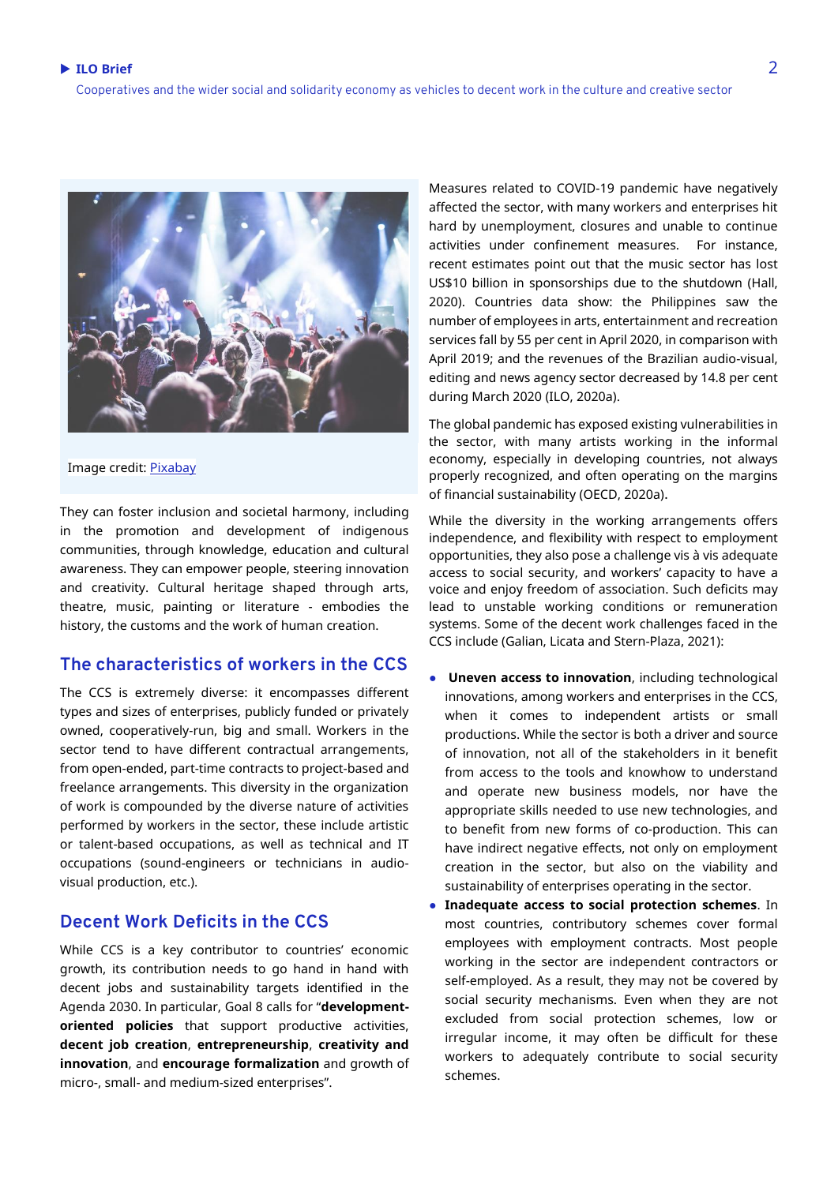Image credit: Pixabay

They can foster inclusion and societal harmony, including in the promotion and development of indigenous communities, through knowledge, education and cultural awareness. They can empower people, steering innovation and creativity. Cultural heritage shaped through arts, theatre, music, painting or literature - embodies the history, the customs and the work of human creation.

## The characteristics of workers in the CCS

The CCS is extremely diverse: it encompasses different types and sizes of enterprises, publicly funded or privately owned, cooperatively-run, big and small. Workers in the sector tend to have different contractual arrangements, from open-ended, part-time contracts to project-based and freelance arrangements. This diversity in the organization of work is compounded by the diverse nature of activities performed by workers in the sector, these include artistic or talent-based occupations, as well as technical and IT occupations (sound-engineers or technicians in audio-visual production, etc.).

## Decent Work Deficits in the CCS

While CCS is a key contributor to countries' economic growth, its contribution needs to go hand in hand with decent jobs and sustainability targets identified in the Agenda 2030. In particular, Goal 8 calls for "**development-oriented policies** that support productive activities, **decent job creation**, **entrepreneurship**, **creativity and innovation**, and **encourage formalization** and growth of micro-, small- and medium-sized enterprises".

Measures related to COVID-19 pandemic have negatively affected the sector, with many workers and enterprises hit hard by unemployment, closures and unable to continue activities under confinement measures. For instance, recent estimates point out that the music sector has lost US$10 billion in sponsorships due to the shutdown (Hall, 2020). Countries data show: the Philippines saw the number of employees in arts, entertainment and recreation services fall by 55 per cent in April 2020, in comparison with April 2019; and the revenues of the Brazilian audio-visual, editing and news agency sector decreased by 14.8 per cent during March 2020 (ILO, 2020a).

The global pandemic has exposed existing vulnerabilities in the sector, with many artists working in the informal economy, especially in developing countries, not always properly recognized, and often operating on the margins of financial sustainability (OECD, 2020a).

While the diversity in the working arrangements offers independence, and flexibility with respect to employment opportunities, they also pose a challenge vis à vis adequate access to social security, and workers' capacity to have a voice and enjoy freedom of association. Such deficits may lead to unstable working conditions or remuneration systems. Some of the decent work challenges faced in the CCS include (Galian, Licata and Stern-Plaza, 2021):

- **Uneven access to innovation**, including technological innovations, among workers and enterprises in the CCS, when it comes to independent artists or small productions. While the sector is both a driver and source of innovation, not all of the stakeholders in it benefit from access to the tools and knowhow to understand and operate new business models, nor have the appropriate skills needed to use new technologies, and to benefit from new forms of co-production. This can have indirect negative effects, not only on employment creation in the sector, but also on the viability and sustainability of enterprises operating in the sector.
- **Inadequate access to social protection schemes**. In most countries, contributory schemes cover formal employees with employment contracts. Most people working in the sector are independent contractors or self-employed. As a result, they may not be covered by social security mechanisms. Even when they are not excluded from social protection schemes, low or irregular income, it may often be difficult for these workers to adequately contribute to social security schemes.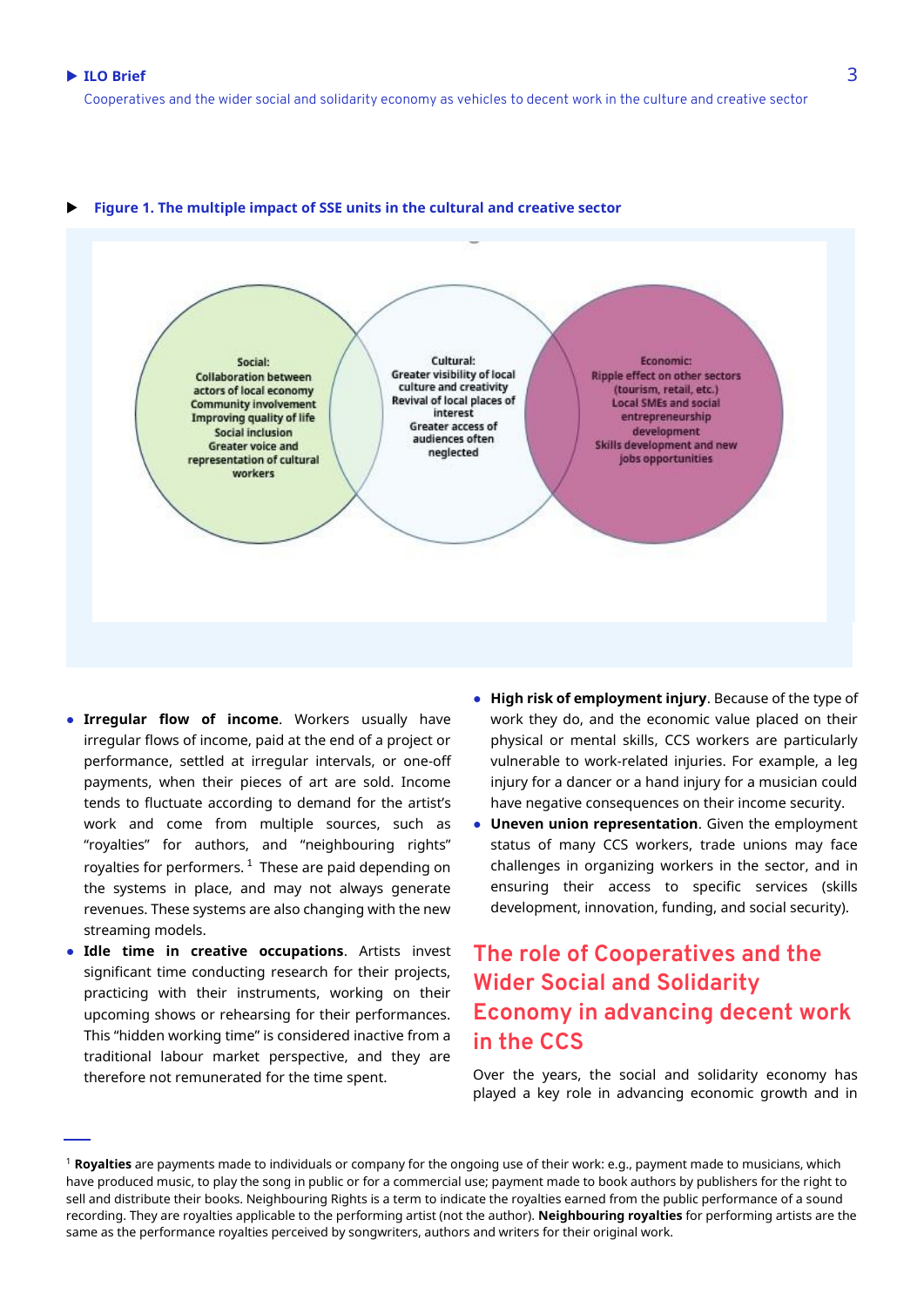**Figure 1. The multiple impact of SSE units in the cultural and creative sector**

**Social:**
Collaboration between actors of local economy
Community involvement
Improving quality of life
Social inclusion
Greater voice and representation of cultural workers

**Cultural:**
Greater visibility of local culture and creativity
Revival of local places of interest
Greater access of audiences often neglected

**Economic:**
Ripple effect on other sectors (tourism, retail, etc.)
Local SMEs and social entrepreneurship development
Skills development and new jobs opportunities

- **Irregular flow of income**. Workers usually have irregular flows of income, paid at the end of a project or performance, settled at irregular intervals, or one-off payments, when their pieces of art are sold. Income tends to fluctuate according to demand for the artist's work and come from multiple sources, such as "royalties" for authors, and "neighbouring rights" royalties for performers.[1] These are paid depending on the systems in place, and may not always generate revenues. These systems are also changing with the new streaming models.
- **Idle time in creative occupations**. Artists invest significant time conducting research for their projects, practicing with their instruments, working on their upcoming shows or rehearsing for their performances. This "hidden working time" is considered inactive from a traditional labour market perspective, and they are therefore not remunerated for the time spent.
- **High risk of employment injury**. Because of the type of work they do, and the economic value placed on their physical or mental skills, CCS workers are particularly vulnerable to work-related injuries. For example, a leg injury for a dancer or a hand injury for a musician could have negative consequences on their income security.
- **Uneven union representation**. Given the employment status of many CCS workers, trade unions may face challenges in organizing workers in the sector, and in ensuring their access to specific services (skills development, innovation, funding, and social security).

## The role of Cooperatives and the Wider Social and Solidarity Economy in advancing decent work in the CCS

Over the years, the social and solidarity economy has played a key role in advancing economic growth and in

[1] **Royalties** are payments made to individuals or company for the ongoing use of their work: e.g., payment made to musicians, which have produced music, to play the song in public or for a commercial use; payment made to book authors by publishers for the right to sell and distribute their books. Neighbouring Rights is a term to indicate the royalties earned from the public performance of a sound recording. They are royalties applicable to the performing artist (not the author). **Neighbouring royalties** for performing artists are the same as the performance royalties perceived by songwriters, authors and writers for their original work.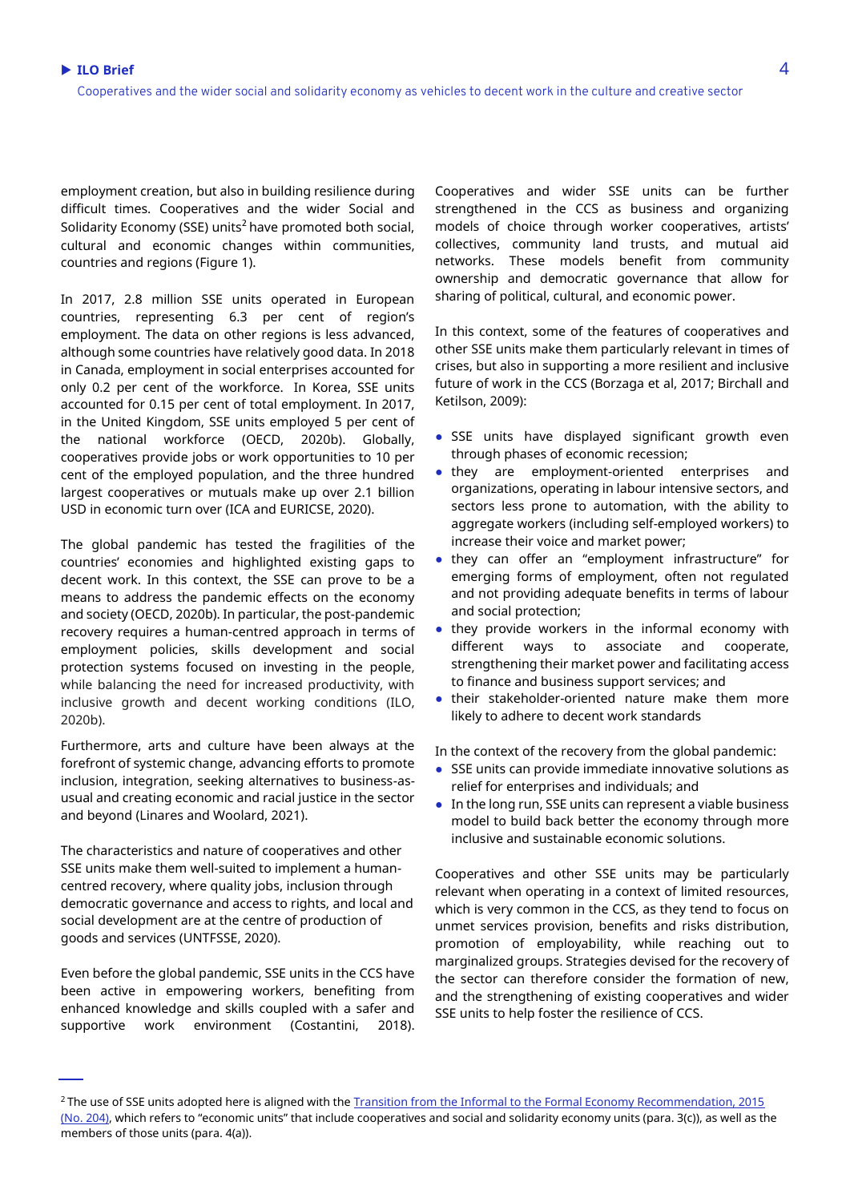employment creation, but also in building resilience during difficult times. Cooperatives and the wider Social and Solidarity Economy (SSE) units[2] have promoted both social, cultural and economic changes within communities, countries and regions (Figure 1).

In 2017, 2.8 million SSE units operated in European countries, representing 6.3 per cent of region's employment. The data on other regions is less advanced, although some countries have relatively good data. In 2018 in Canada, employment in social enterprises accounted for only 0.2 per cent of the workforce. In Korea, SSE units accounted for 0.15 per cent of total employment. In 2017, in the United Kingdom, SSE units employed 5 per cent of the national workforce (OECD, 2020b). Globally, cooperatives provide jobs or work opportunities to 10 per cent of the employed population, and the three hundred largest cooperatives or mutuals make up over 2.1 billion USD in economic turn over (ICA and EURICSE, 2020).

The global pandemic has tested the fragilities of the countries' economies and highlighted existing gaps to decent work. In this context, the SSE can prove to be a means to address the pandemic effects on the economy and society (OECD, 2020b). In particular, the post-pandemic recovery requires a human-centred approach in terms of employment policies, skills development and social protection systems focused on investing in the people, while balancing the need for increased productivity, with inclusive growth and decent working conditions (ILO, 2020b).

Furthermore, arts and culture have been always at the forefront of systemic change, advancing efforts to promote inclusion, integration, seeking alternatives to business-as-usual and creating economic and racial justice in the sector and beyond (Linares and Woolard, 2021).

The characteristics and nature of cooperatives and other SSE units make them well-suited to implement a human-centred recovery, where quality jobs, inclusion through democratic governance and access to rights, and local and social development are at the centre of production of goods and services (UNTFSSE, 2020).

Even before the global pandemic, SSE units in the CCS have been active in empowering workers, benefiting from enhanced knowledge and skills coupled with a safer and supportive work environment (Costantini, 2018). Cooperatives and wider SSE units can be further strengthened in the CCS as business and organizing models of choice through worker cooperatives, artists' collectives, community land trusts, and mutual aid networks. These models benefit from community ownership and democratic governance that allow for sharing of political, cultural, and economic power.

In this context, some of the features of cooperatives and other SSE units make them particularly relevant in times of crises, but also in supporting a more resilient and inclusive future of work in the CCS (Borzaga et al, 2017; Birchall and Ketilson, 2009):

- SSE units have displayed significant growth even through phases of economic recession;
- they are employment-oriented enterprises and organizations, operating in labour intensive sectors, and sectors less prone to automation, with the ability to aggregate workers (including self-employed workers) to increase their voice and market power;
- they can offer an "employment infrastructure" for emerging forms of employment, often not regulated and not providing adequate benefits in terms of labour and social protection;
- they provide workers in the informal economy with different ways to associate and cooperate, strengthening their market power and facilitating access to finance and business support services; and
- their stakeholder-oriented nature make them more likely to adhere to decent work standards

In the context of the recovery from the global pandemic:

- SSE units can provide immediate innovative solutions as relief for enterprises and individuals; and
- In the long run, SSE units can represent a viable business model to build back better the economy through more inclusive and sustainable economic solutions.

Cooperatives and other SSE units may be particularly relevant when operating in a context of limited resources, which is very common in the CCS, as they tend to focus on unmet services provision, benefits and risks distribution, promotion of employability, while reaching out to marginalized groups. Strategies devised for the recovery of the sector can therefore consider the formation of new, and the strengthening of existing cooperatives and wider SSE units to help foster the resilience of CCS.

[2] The use of SSE units adopted here is aligned with the Transition from the Informal to the Formal Economy Recommendation, 2015 (No. 204), which refers to "economic units" that include cooperatives and social and solidarity economy units (para. 3(c)), as well as the members of those units (para. 4(a)).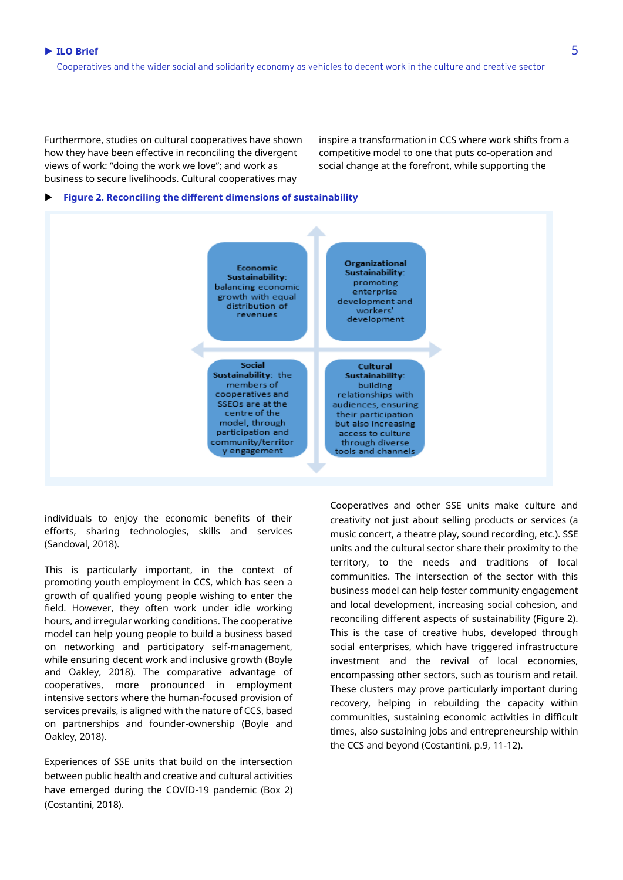Furthermore, studies on cultural cooperatives have shown how they have been effective in reconciling the divergent views of work: "doing the work we love"; and work as business to secure livelihoods. Cultural cooperatives may inspire a transformation in CCS where work shifts from a competitive model to one that puts co-operation and social change at the forefront, while supporting the individuals to enjoy the economic benefits of their efforts, sharing technologies, skills and services (Sandoval, 2018).

**Figure 2. Reconciling the different dimensions of sustainability**

**Economic Sustainability**: balancing economic growth with equal distribution of revenues

**Organizational Sustainability**: promoting enterprise development and workers' development

**Social Sustainability**: the members of cooperatives and SSEOs are at the centre of the model, through participation and community/territory engagement

**Cultural Sustainability**: building relationships with audiences, ensuring their participation but also increasing access to culture through diverse tools and channels

This is particularly important, in the context of promoting youth employment in CCS, which has seen a growth of qualified young people wishing to enter the field. However, they often work under idle working hours, and irregular working conditions. The cooperative model can help young people to build a business based on networking and participatory self-management, while ensuring decent work and inclusive growth (Boyle and Oakley, 2018). The comparative advantage of cooperatives, more pronounced in employment intensive sectors where the human-focused provision of services prevails, is aligned with the nature of CCS, based on partnerships and founder-ownership (Boyle and Oakley, 2018).

Experiences of SSE units that build on the intersection between public health and creative and cultural activities have emerged during the COVID-19 pandemic (Box 2) (Costantini, 2018).

Cooperatives and other SSE units make culture and creativity not just about selling products or services (a music concert, a theatre play, sound recording, etc.). SSE units and the cultural sector share their proximity to the territory, to the needs and traditions of local communities. The intersection of the sector with this business model can help foster community engagement and local development, increasing social cohesion, and reconciling different aspects of sustainability (Figure 2). This is the case of creative hubs, developed through social enterprises, which have triggered infrastructure investment and the revival of local economies, encompassing other sectors, such as tourism and retail. These clusters may prove particularly important during recovery, helping in rebuilding the capacity within communities, sustaining economic activities in difficult times, also sustaining jobs and entrepreneurship within the CCS and beyond (Costantini, p.9, 11-12).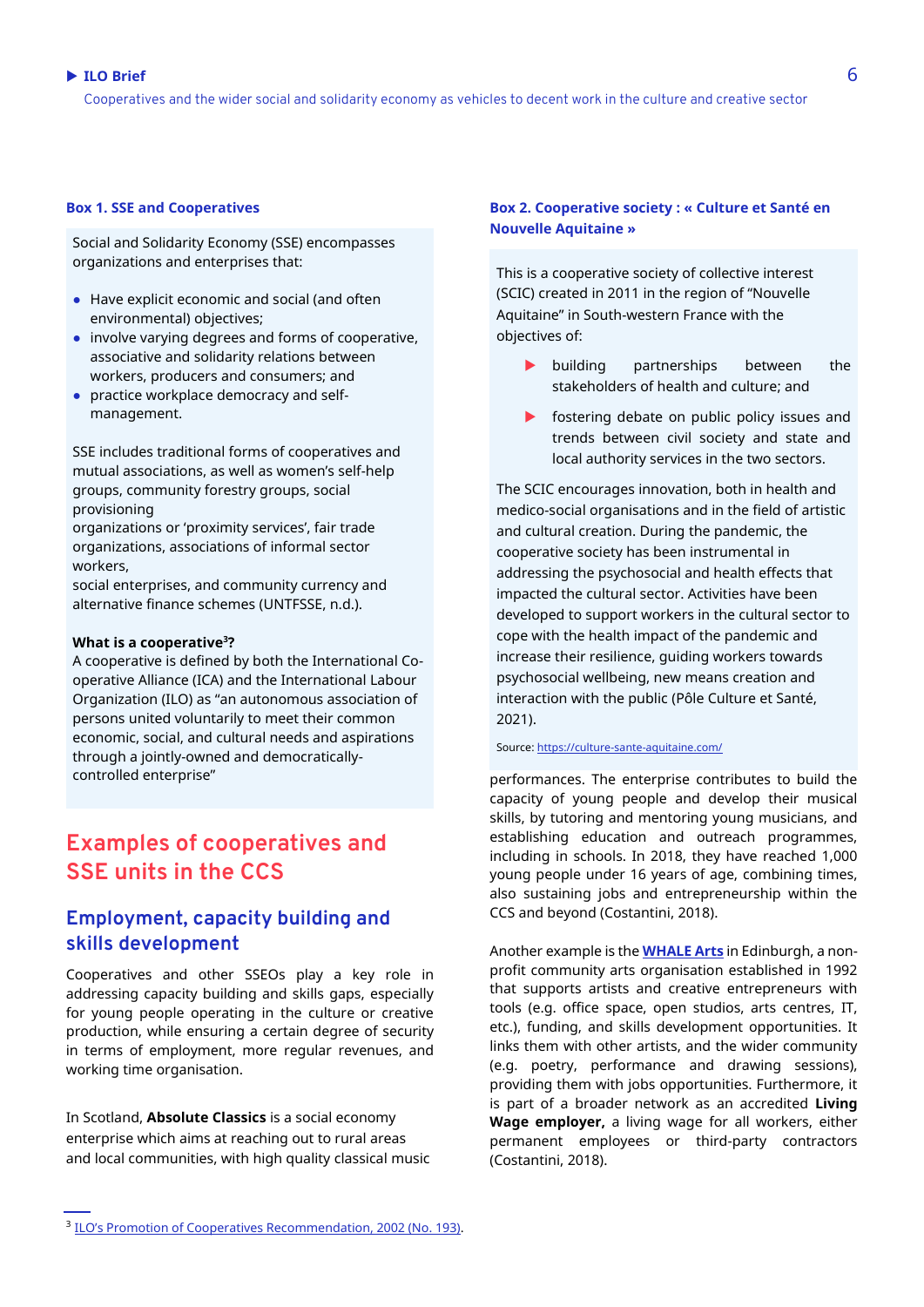**Box 1. SSE and Cooperatives**

Social and Solidarity Economy (SSE) encompasses organizations and enterprises that:

- Have explicit economic and social (and often environmental) objectives;
- involve varying degrees and forms of cooperative, associative and solidarity relations between workers, producers and consumers; and
- practice workplace democracy and self-management.

SSE includes traditional forms of cooperatives and mutual associations, as well as women's self-help groups, community forestry groups, social provisioning
organizations or 'proximity services', fair trade organizations, associations of informal sector workers,
social enterprises, and community currency and alternative finance schemes (UNTFSSE, n.d.).

**What is a cooperative[3]?**

A cooperative is defined by both the International Co-operative Alliance (ICA) and the International Labour Organization (ILO) as "an autonomous association of persons united voluntarily to meet their common economic, social, and cultural needs and aspirations through a jointly-owned and democratically-controlled enterprise"

**Box 2. Cooperative society : « Culture et Santé en Nouvelle Aquitaine »**

This is a cooperative society of collective interest (SCIC) created in 2011 in the region of "Nouvelle Aquitaine" in South-western France with the objectives of:

- building partnerships between the stakeholders of health and culture; and
- fostering debate on public policy issues and trends between civil society and state and local authority services in the two sectors.

The SCIC encourages innovation, both in health and medico-social organisations and in the field of artistic and cultural creation. During the pandemic, the cooperative society has been instrumental in addressing the psychosocial and health effects that impacted the cultural sector. Activities have been developed to support workers in the cultural sector to cope with the health impact of the pandemic and increase their resilience, guiding workers towards psychosocial wellbeing, new means creation and interaction with the public (Pôle Culture et Santé, 2021).

Source: https://culture-sante-aquitaine.com/

## Examples of cooperatives and SSE units in the CCS

### Employment, capacity building and skills development

Cooperatives and other SSEOs play a key role in addressing capacity building and skills gaps, especially for young people operating in the culture or creative production, while ensuring a certain degree of security in terms of employment, more regular revenues, and working time organisation.

In Scotland, **Absolute Classics** is a social economy enterprise which aims at reaching out to rural areas and local communities, with high quality classical music performances. The enterprise contributes to build the capacity of young people and develop their musical skills, by tutoring and mentoring young musicians, and establishing education and outreach programmes, including in schools. In 2018, they have reached 1,000 young people under 16 years of age, combining times, also sustaining jobs and entrepreneurship within the CCS and beyond (Costantini, 2018).

Another example is the **WHALE Arts** in Edinburgh, a non-profit community arts organisation established in 1992 that supports artists and creative entrepreneurs with tools (e.g. office space, open studios, arts centres, IT, etc.), funding, and skills development opportunities. It links them with other artists, and the wider community (e.g. poetry, performance and drawing sessions), providing them with jobs opportunities. Furthermore, it is part of a broader network as an accredited **Living Wage employer,** a living wage for all workers, either permanent employees or third-party contractors (Costantini, 2018).

[3] ILO's Promotion of Cooperatives Recommendation, 2002 (No. 193).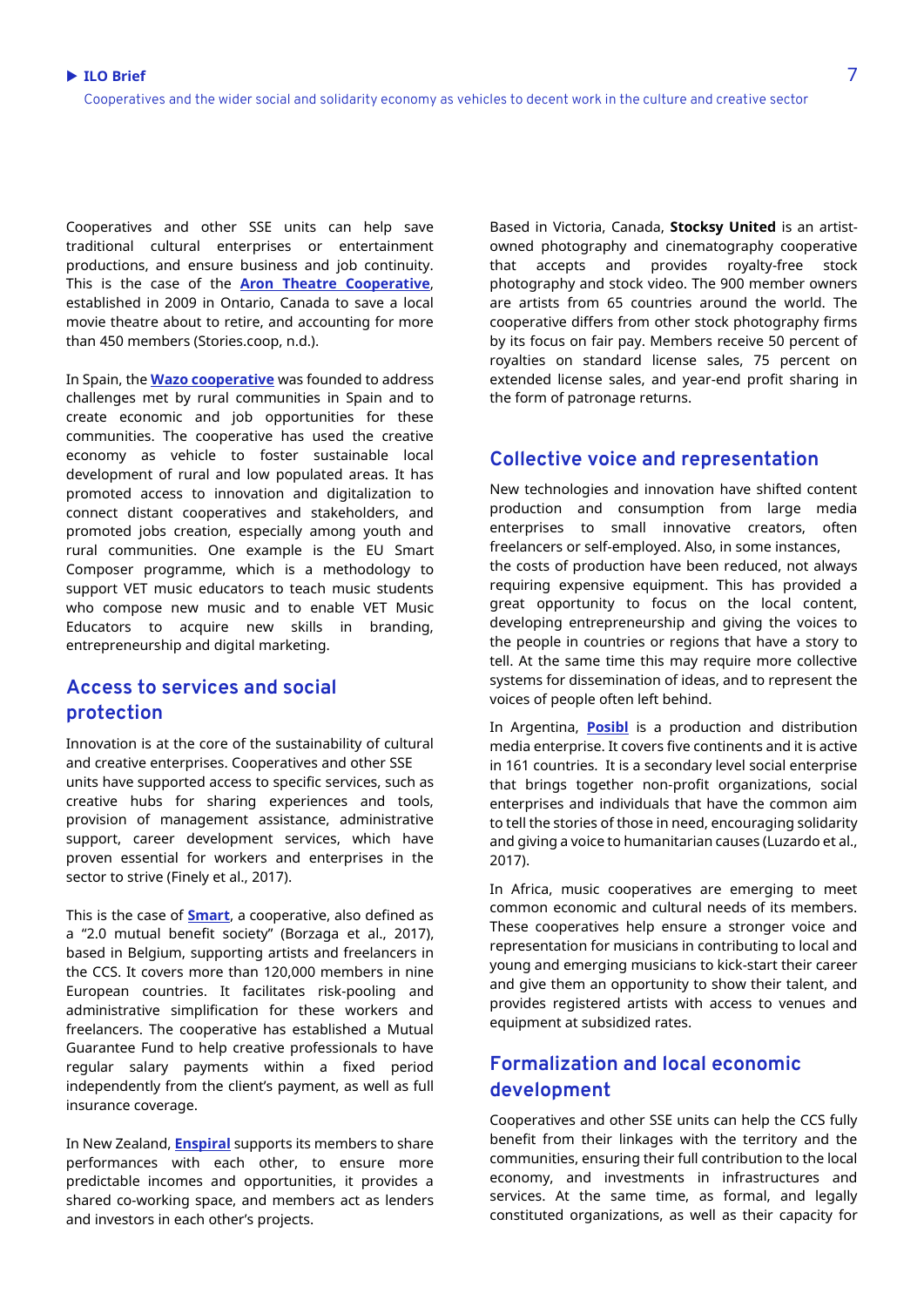Cooperatives and other SSE units can help save traditional cultural enterprises or entertainment productions, and ensure business and job continuity. This is the case of the **Aron Theatre Cooperative**, established in 2009 in Ontario, Canada to save a local movie theatre about to retire, and accounting for more than 450 members (Stories.coop, n.d.).

In Spain, the **Wazo cooperative** was founded to address challenges met by rural communities in Spain and to create economic and job opportunities for these communities. The cooperative has used the creative economy as vehicle to foster sustainable local development of rural and low populated areas. It has promoted access to innovation and digitalization to connect distant cooperatives and stakeholders, and promoted jobs creation, especially among youth and rural communities. One example is the EU Smart Composer programme, which is a methodology to support VET music educators to teach music students who compose new music and to enable VET Music Educators to acquire new skills in branding, entrepreneurship and digital marketing.

## Access to services and social protection

Innovation is at the core of the sustainability of cultural and creative enterprises. Cooperatives and other SSE units have supported access to specific services, such as creative hubs for sharing experiences and tools, provision of management assistance, administrative support, career development services, which have proven essential for workers and enterprises in the sector to strive (Finely et al., 2017).

This is the case of **Smart**, a cooperative, also defined as a "2.0 mutual benefit society" (Borzaga et al., 2017), based in Belgium, supporting artists and freelancers in the CCS. It covers more than 120,000 members in nine European countries. It facilitates risk-pooling and administrative simplification for these workers and freelancers. The cooperative has established a Mutual Guarantee Fund to help creative professionals to have regular salary payments within a fixed period independently from the client's payment, as well as full insurance coverage.

In New Zealand, **Enspiral** supports its members to share performances with each other, to ensure more predictable incomes and opportunities, it provides a shared co-working space, and members act as lenders and investors in each other's projects.

Based in Victoria, Canada, **Stocksy United** is an artist-owned photography and cinematography cooperative that accepts and provides royalty-free stock photography and stock video. The 900 member owners are artists from 65 countries around the world. The cooperative differs from other stock photography firms by its focus on fair pay. Members receive 50 percent of royalties on standard license sales, 75 percent on extended license sales, and year-end profit sharing in the form of patronage returns.

## Collective voice and representation

New technologies and innovation have shifted content production and consumption from large media enterprises to small innovative creators, often freelancers or self-employed. Also, in some instances, the costs of production have been reduced, not always requiring expensive equipment. This has provided a great opportunity to focus on the local content, developing entrepreneurship and giving the voices to the people in countries or regions that have a story to tell. At the same time this may require more collective systems for dissemination of ideas, and to represent the voices of people often left behind.

In Argentina, **Posibl** is a production and distribution media enterprise. It covers five continents and it is active in 161 countries. It is a secondary level social enterprise that brings together non-profit organizations, social enterprises and individuals that have the common aim to tell the stories of those in need, encouraging solidarity and giving a voice to humanitarian causes (Luzardo et al., 2017).

In Africa, music cooperatives are emerging to meet common economic and cultural needs of its members. These cooperatives help ensure a stronger voice and representation for musicians in contributing to local and young and emerging musicians to kick-start their career and give them an opportunity to show their talent, and provides registered artists with access to venues and equipment at subsidized rates.

## Formalization and local economic development

Cooperatives and other SSE units can help the CCS fully benefit from their linkages with the territory and the communities, ensuring their full contribution to the local economy, and investments in infrastructures and services. At the same time, as formal, and legally constituted organizations, as well as their capacity for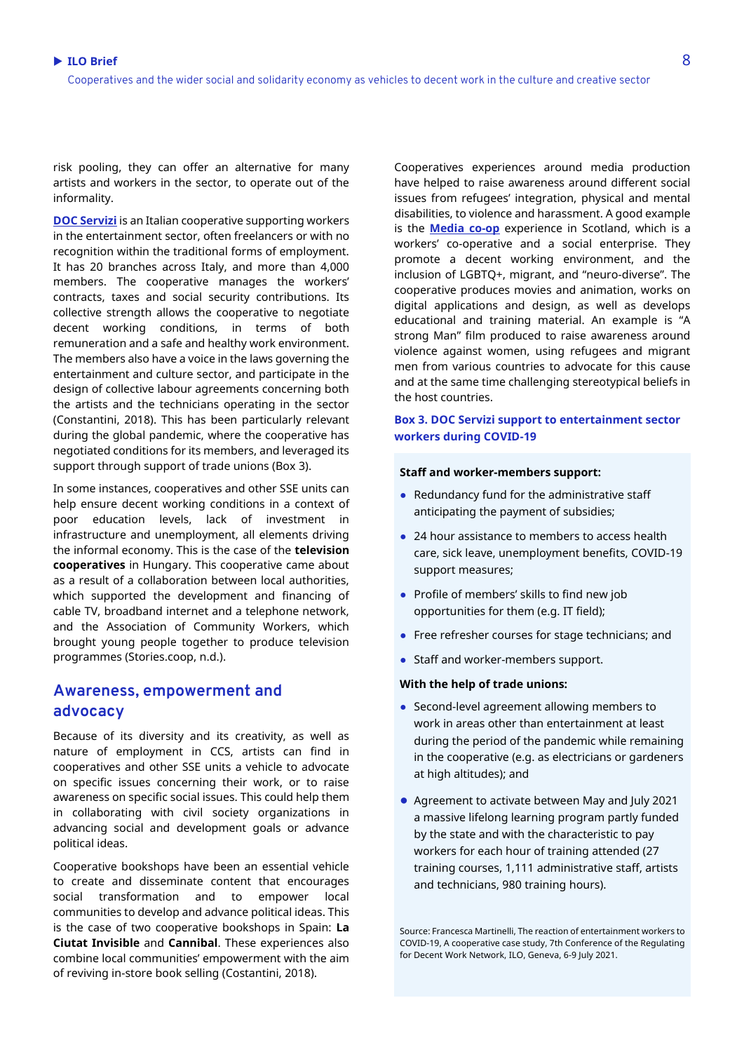risk pooling, they can offer an alternative for many artists and workers in the sector, to operate out of the informality.

**DOC Servizi** is an Italian cooperative supporting workers in the entertainment sector, often freelancers or with no recognition within the traditional forms of employment. It has 20 branches across Italy, and more than 4,000 members. The cooperative manages the workers' contracts, taxes and social security contributions. Its collective strength allows the cooperative to negotiate decent working conditions, in terms of both remuneration and a safe and healthy work environment. The members also have a voice in the laws governing the entertainment and culture sector, and participate in the design of collective labour agreements concerning both the artists and the technicians operating in the sector (Constantini, 2018). This has been particularly relevant during the global pandemic, where the cooperative has negotiated conditions for its members, and leveraged its support through support of trade unions (Box 3).

In some instances, cooperatives and other SSE units can help ensure decent working conditions in a context of poor education levels, lack of investment in infrastructure and unemployment, all elements driving the informal economy. This is the case of the **television cooperatives** in Hungary. This cooperative came about as a result of a collaboration between local authorities, which supported the development and financing of cable TV, broadband internet and a telephone network, and the Association of Community Workers, which brought young people together to produce television programmes (Stories.coop, n.d.).

## Awareness, empowerment and advocacy

Because of its diversity and its creativity, as well as nature of employment in CCS, artists can find in cooperatives and other SSE units a vehicle to advocate on specific issues concerning their work, or to raise awareness on specific social issues. This could help them in collaborating with civil society organizations in advancing social and development goals or advance political ideas.

Cooperative bookshops have been an essential vehicle to create and disseminate content that encourages social transformation and to empower local communities to develop and advance political ideas. This is the case of two cooperative bookshops in Spain: **La Ciutat Invisible** and **Cannibal**. These experiences also combine local communities' empowerment with the aim of reviving in-store book selling (Costantini, 2018).

Cooperatives experiences around media production have helped to raise awareness around different social issues from refugees' integration, physical and mental disabilities, to violence and harassment. A good example is the **Media co-op** experience in Scotland, which is a workers' co-operative and a social enterprise. They promote a decent working environment, and the inclusion of LGBTQ+, migrant, and "neuro-diverse". The cooperative produces movies and animation, works on digital applications and design, as well as develops educational and training material. An example is "A strong Man" film produced to raise awareness around violence against women, using refugees and migrant men from various countries to advocate for this cause and at the same time challenging stereotypical beliefs in the host countries.

**Box 3. DOC Servizi support to entertainment sector workers during COVID-19**

**Staff and worker-members support:**

- Redundancy fund for the administrative staff anticipating the payment of subsidies;
- 24 hour assistance to members to access health care, sick leave, unemployment benefits, COVID-19 support measures;
- Profile of members' skills to find new job opportunities for them (e.g. IT field);
- Free refresher courses for stage technicians; and
- Staff and worker-members support.

**With the help of trade unions:**

- Second-level agreement allowing members to work in areas other than entertainment at least during the period of the pandemic while remaining in the cooperative (e.g. as electricians or gardeners at high altitudes); and
- Agreement to activate between May and July 2021 a massive lifelong learning program partly funded by the state and with the characteristic to pay workers for each hour of training attended (27 training courses, 1,111 administrative staff, artists and technicians, 980 training hours).

Source: Francesca Martinelli, The reaction of entertainment workers to COVID-19, A cooperative case study, 7th Conference of the Regulating for Decent Work Network, ILO, Geneva, 6-9 July 2021.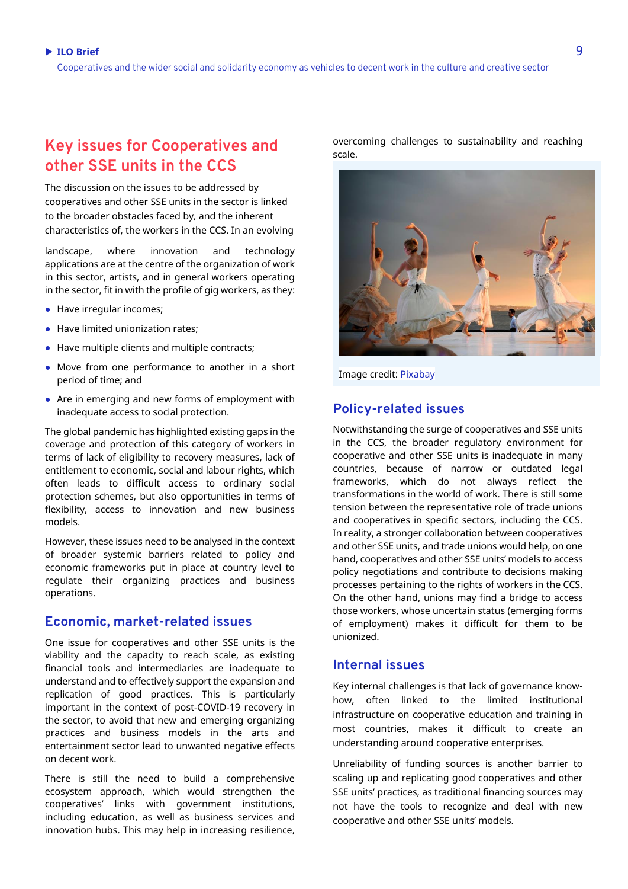## Key issues for Cooperatives and other SSE units in the CCS

The discussion on the issues to be addressed by cooperatives and other SSE units in the sector is linked to the broader obstacles faced by, and the inherent characteristics of, the workers in the CCS. In an evolving landscape, where innovation and technology applications are at the centre of the organization of work in this sector, artists, and in general workers operating in the sector, fit in with the profile of gig workers, as they:

- Have irregular incomes;
- Have limited unionization rates;
- Have multiple clients and multiple contracts;
- Move from one performance to another in a short period of time; and
- Are in emerging and new forms of employment with inadequate access to social protection.

The global pandemic has highlighted existing gaps in the coverage and protection of this category of workers in terms of lack of eligibility to recovery measures, lack of entitlement to economic, social and labour rights, which often leads to difficult access to ordinary social protection schemes, but also opportunities in terms of flexibility, access to innovation and new business models.

However, these issues need to be analysed in the context of broader systemic barriers related to policy and economic frameworks put in place at country level to regulate their organizing practices and business operations.

### Economic, market-related issues

One issue for cooperatives and other SSE units is the viability and the capacity to reach scale, as existing financial tools and intermediaries are inadequate to understand and to effectively support the expansion and replication of good practices. This is particularly important in the context of post-COVID-19 recovery in the sector, to avoid that new and emerging organizing practices and business models in the arts and entertainment sector lead to unwanted negative effects on decent work.

There is still the need to build a comprehensive ecosystem approach, which would strengthen the cooperatives' links with government institutions, including education, as well as business services and innovation hubs. This may help in increasing resilience, overcoming challenges to sustainability and reaching scale.

Image credit: Pixabay

### Policy-related issues

Notwithstanding the surge of cooperatives and SSE units in the CCS, the broader regulatory environment for cooperative and other SSE units is inadequate in many countries, because of narrow or outdated legal frameworks, which do not always reflect the transformations in the world of work. There is still some tension between the representative role of trade unions and cooperatives in specific sectors, including the CCS. In reality, a stronger collaboration between cooperatives and other SSE units, and trade unions would help, on one hand, cooperatives and other SSE units' models to access policy negotiations and contribute to decisions making processes pertaining to the rights of workers in the CCS. On the other hand, unions may find a bridge to access those workers, whose uncertain status (emerging forms of employment) makes it difficult for them to be unionized.

### Internal issues

Key internal challenges is that lack of governance know-how, often linked to the limited institutional infrastructure on cooperative education and training in most countries, makes it difficult to create an understanding around cooperative enterprises.

Unreliability of funding sources is another barrier to scaling up and replicating good cooperatives and other SSE units' practices, as traditional financing sources may not have the tools to recognize and deal with new cooperative and other SSE units' models.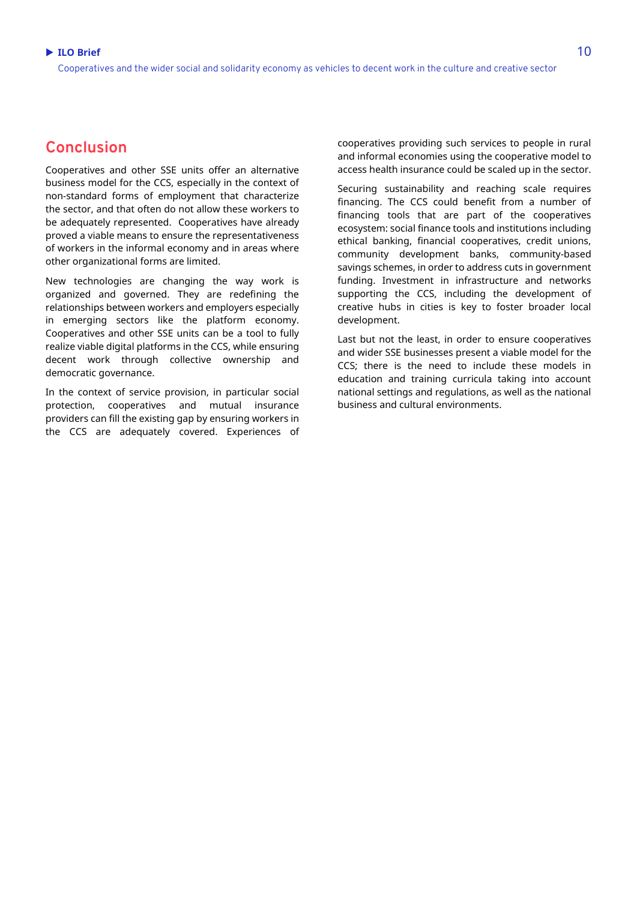## Conclusion

Cooperatives and other SSE units offer an alternative business model for the CCS, especially in the context of non-standard forms of employment that characterize the sector, and that often do not allow these workers to be adequately represented.  Cooperatives have already proved a viable means to ensure the representativeness of workers in the informal economy and in areas where other organizational forms are limited.

New technologies are changing the way work is organized and governed. They are redefining the relationships between workers and employers especially in emerging sectors like the platform economy. Cooperatives and other SSE units can be a tool to fully realize viable digital platforms in the CCS, while ensuring decent work through collective ownership and democratic governance.

In the context of service provision, in particular social protection, cooperatives and mutual insurance providers can fill the existing gap by ensuring workers in the CCS are adequately covered. Experiences of cooperatives providing such services to people in rural and informal economies using the cooperative model to access health insurance could be scaled up in the sector.

Securing sustainability and reaching scale requires financing. The CCS could benefit from a number of financing tools that are part of the cooperatives ecosystem: social finance tools and institutions including ethical banking, financial cooperatives, credit unions, community development banks, community-based savings schemes, in order to address cuts in government funding. Investment in infrastructure and networks supporting the CCS, including the development of creative hubs in cities is key to foster broader local development.

Last but not the least, in order to ensure cooperatives and wider SSE businesses present a viable model for the CCS; there is the need to include these models in education and training curricula taking into account national settings and regulations, as well as the national business and cultural environments.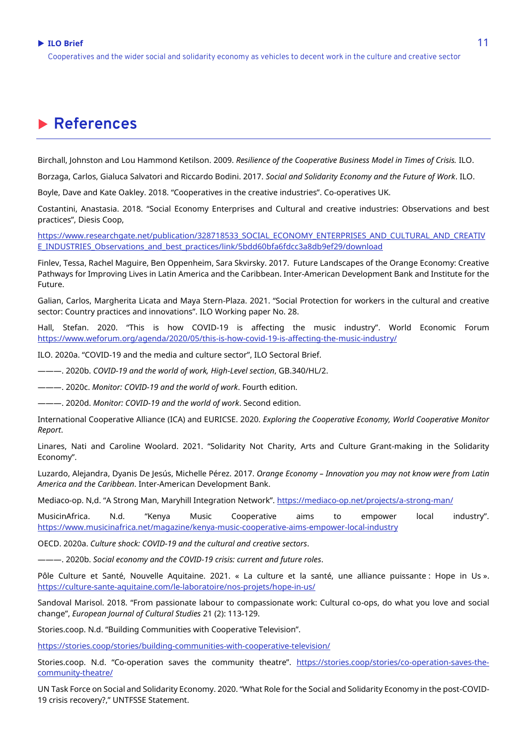# References

Birchall, Johnston and Lou Hammond Ketilson. 2009. *Resilience of the Cooperative Business Model in Times of Crisis.* ILO.

Borzaga, Carlos, Gialuca Salvatori and Riccardo Bodini. 2017. *Social and Solidarity Economy and the Future of Work*. ILO.

Boyle, Dave and Kate Oakley. 2018. "Cooperatives in the creative industries". Co-operatives UK.

Costantini, Anastasia. 2018. "Social Economy Enterprises and Cultural and creative industries: Observations and best practices", Diesis Coop,

https://www.researchgate.net/publication/328718533_SOCIAL_ECONOMY_ENTERPRISES_AND_CULTURAL_AND_CREATIVE_INDUSTRIES_Observations_and_best_practices/link/5bdd60bfa6fdcc3a8db9ef29/download

Finlev, Tessa, Rachel Maguire, Ben Oppenheim, Sara Skvirsky. 2017. Future Landscapes of the Orange Economy: Creative Pathways for Improving Lives in Latin America and the Caribbean. Inter-American Development Bank and Institute for the Future.

Galian, Carlos, Margherita Licata and Maya Stern-Plaza. 2021. "Social Protection for workers in the cultural and creative sector: Country practices and innovations". ILO Working paper No. 28.

Hall, Stefan. 2020. "This is how COVID-19 is affecting the music industry". World Economic Forum https://www.weforum.org/agenda/2020/05/this-is-how-covid-19-is-affecting-the-music-industry/

ILO. 2020a. "COVID-19 and the media and culture sector", ILO Sectoral Brief.

———. 2020b. *COVID-19 and the world of work, High-Level section*, GB.340/HL/2.

———. 2020c. *Monitor: COVID-19 and the world of work*. Fourth edition.

———. 2020d. *Monitor: COVID-19 and the world of work*. Second edition.

International Cooperative Alliance (ICA) and EURICSE. 2020. *Exploring the Cooperative Economy, World Cooperative Monitor Report*.

Linares, Nati and Caroline Woolard. 2021. "Solidarity Not Charity, Arts and Culture Grant-making in the Solidarity Economy".

Luzardo, Alejandra, Dyanis De Jesús, Michelle Pérez. 2017. *Orange Economy – Innovation you may not know were from Latin America and the Caribbean*. Inter-American Development Bank.

Mediaco-op. N,d. "A Strong Man, Maryhill Integration Network". https://mediaco-op.net/projects/a-strong-man/

MusicinAfrica. N.d. "Kenya Music Cooperative aims to empower local industry". https://www.musicinafrica.net/magazine/kenya-music-cooperative-aims-empower-local-industry

OECD. 2020a. *Culture shock: COVID-19 and the cultural and creative sectors*.

———. 2020b. *Social economy and the COVID-19 crisis: current and future roles*.

Pôle Culture et Santé, Nouvelle Aquitaine. 2021. « La culture et la santé, une alliance puissante : Hope in Us ». https://culture-sante-aquitaine.com/le-laboratoire/nos-projets/hope-in-us/

Sandoval Marisol. 2018. "From passionate labour to compassionate work: Cultural co-ops, do what you love and social change", *European Journal of Cultural Studies* 21 (2): 113-129.

Stories.coop. N.d. "Building Communities with Cooperative Television".

https://stories.coop/stories/building-communities-with-cooperative-television/

Stories.coop. N.d. "Co-operation saves the community theatre". https://stories.coop/stories/co-operation-saves-the-community-theatre/

UN Task Force on Social and Solidarity Economy. 2020. "What Role for the Social and Solidarity Economy in the post-COVID-19 crisis recovery?," UNTFSSE Statement.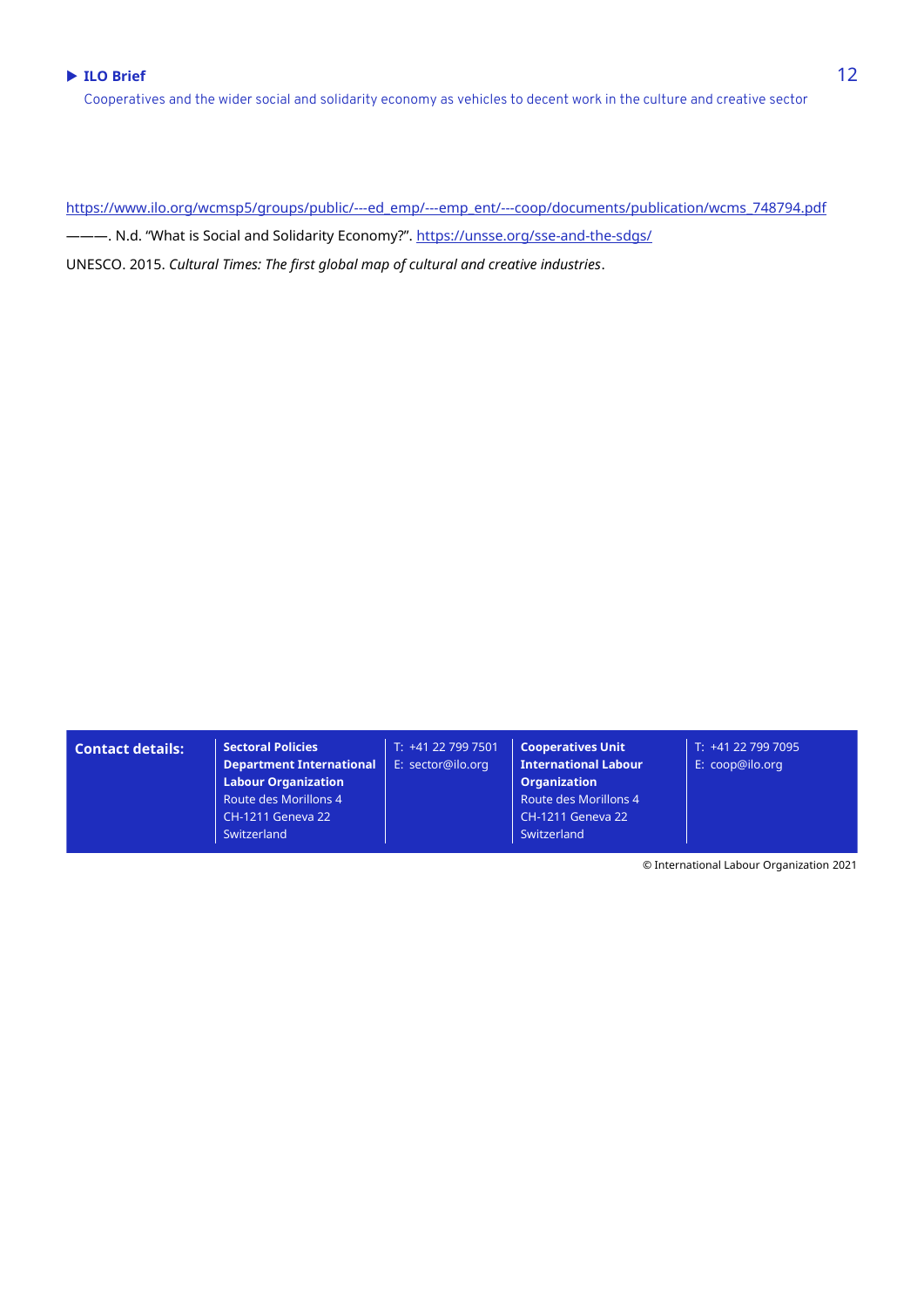https://www.ilo.org/wcmsp5/groups/public/---ed_emp/---emp_ent/---coop/documents/publication/wcms_748794.pdf

———. N.d. "What is Social and Solidarity Economy?". https://unsse.org/sse-and-the-sdgs/

UNESCO. 2015. *Cultural Times: The first global map of cultural and creative industries*.

| | | | | |
|---|---|---|---|---|
| **Contact details:** | **Sectoral Policies Department International Labour Organization**<br>Route des Morillons 4<br>CH-1211 Geneva 22<br>Switzerland | T: +41 22 799 7501<br>E: sector@ilo.org | **Cooperatives Unit International Labour Organization**<br>Route des Morillons 4<br>CH-1211 Geneva 22<br>Switzerland | T: +41 22 799 7095<br>E: coop@ilo.org |

© International Labour Organization 2021